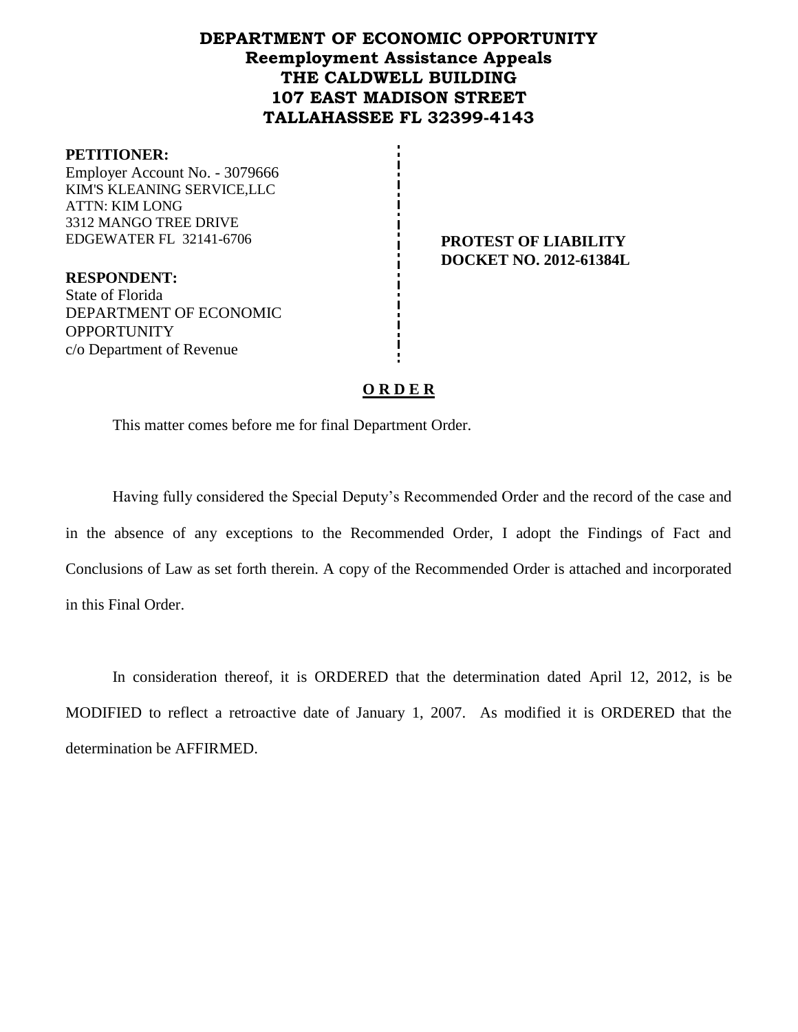# DEPARTMENT OF ECONOMIC OPPORTUNITY
## Reemployment Assistance Appeals
## THE CALDWELL BUILDING
## 107 EAST MADISON STREET
## TALLAHASSEE FL 32399-4143

**PETITIONER:**
Employer Account No. - 3079666
KIM'S KLEANING SERVICE,LLC
ATTN: KIM LONG
3312 MANGO TREE DRIVE
EDGEWATER FL 32141-6706

**PROTEST OF LIABILITY**
**DOCKET NO. 2012-61384L**

**RESPONDENT:**
State of Florida
DEPARTMENT OF ECONOMIC OPPORTUNITY
c/o Department of Revenue

## O R D E R

This matter comes before me for final Department Order.

Having fully considered the Special Deputy's Recommended Order and the record of the case and in the absence of any exceptions to the Recommended Order, I adopt the Findings of Fact and Conclusions of Law as set forth therein. A copy of the Recommended Order is attached and incorporated in this Final Order.

In consideration thereof, it is ORDERED that the determination dated April 12, 2012, is be MODIFIED to reflect a retroactive date of January 1, 2007. As modified it is ORDERED that the determination be AFFIRMED.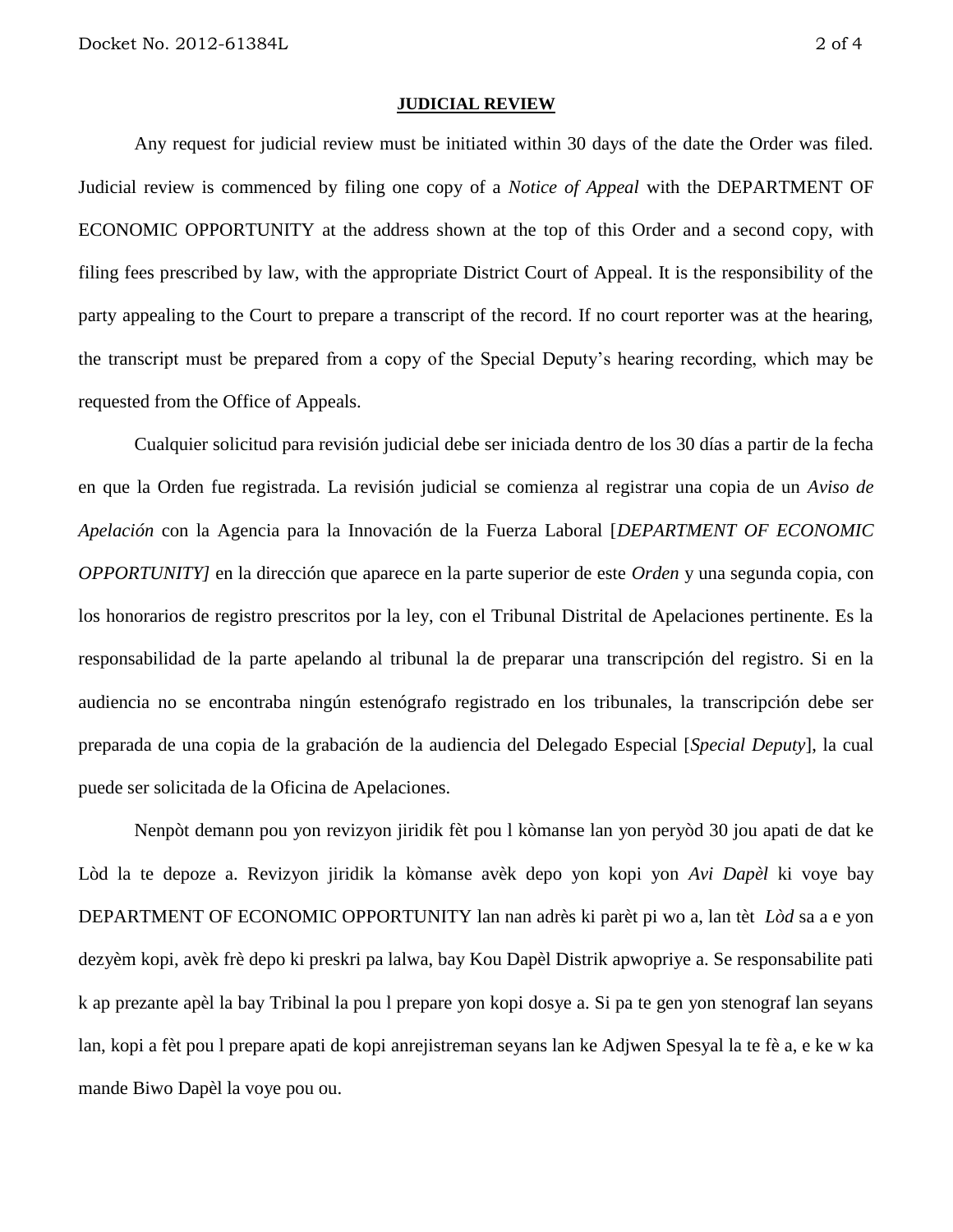## JUDICIAL REVIEW

Any request for judicial review must be initiated within 30 days of the date the Order was filed. Judicial review is commenced by filing one copy of a *Notice of Appeal* with the DEPARTMENT OF ECONOMIC OPPORTUNITY at the address shown at the top of this Order and a second copy, with filing fees prescribed by law, with the appropriate District Court of Appeal. It is the responsibility of the party appealing to the Court to prepare a transcript of the record. If no court reporter was at the hearing, the transcript must be prepared from a copy of the Special Deputy's hearing recording, which may be requested from the Office of Appeals.

Cualquier solicitud para revisión judicial debe ser iniciada dentro de los 30 días a partir de la fecha en que la Orden fue registrada. La revisión judicial se comienza al registrar una copia de un *Aviso de Apelación* con la Agencia para la Innovación de la Fuerza Laboral [*DEPARTMENT OF ECONOMIC OPPORTUNITY]* en la dirección que aparece en la parte superior de este *Orden* y una segunda copia, con los honorarios de registro prescritos por la ley, con el Tribunal Distrital de Apelaciones pertinente. Es la responsabilidad de la parte apelando al tribunal la de preparar una transcripción del registro. Si en la audiencia no se encontraba ningún estenógrafo registrado en los tribunales, la transcripción debe ser preparada de una copia de la grabación de la audiencia del Delegado Especial [*Special Deputy*], la cual puede ser solicitada de la Oficina de Apelaciones.

Nenpòt demann pou yon revizyon jiridik fèt pou l kòmanse lan yon peryòd 30 jou apati de dat ke Lòd la te depoze a. Revizyon jiridik la kòmanse avèk depo yon kopi yon *Avi Dapèl* ki voye bay DEPARTMENT OF ECONOMIC OPPORTUNITY lan nan adrès ki parèt pi wo a, lan tèt *Lòd* sa a e yon dezyèm kopi, avèk frè depo ki preskri pa lalwa, bay Kou Dapèl Distrik apwopriye a. Se responsabilite pati k ap prezante apèl la bay Tribinal la pou l prepare yon kopi dosye a. Si pa te gen yon stenograf lan seyans lan, kopi a fèt pou l prepare apati de kopi anrejistreman seyans lan ke Adjwen Spesyal la te fè a, e ke w ka mande Biwo Dapèl la voye pou ou.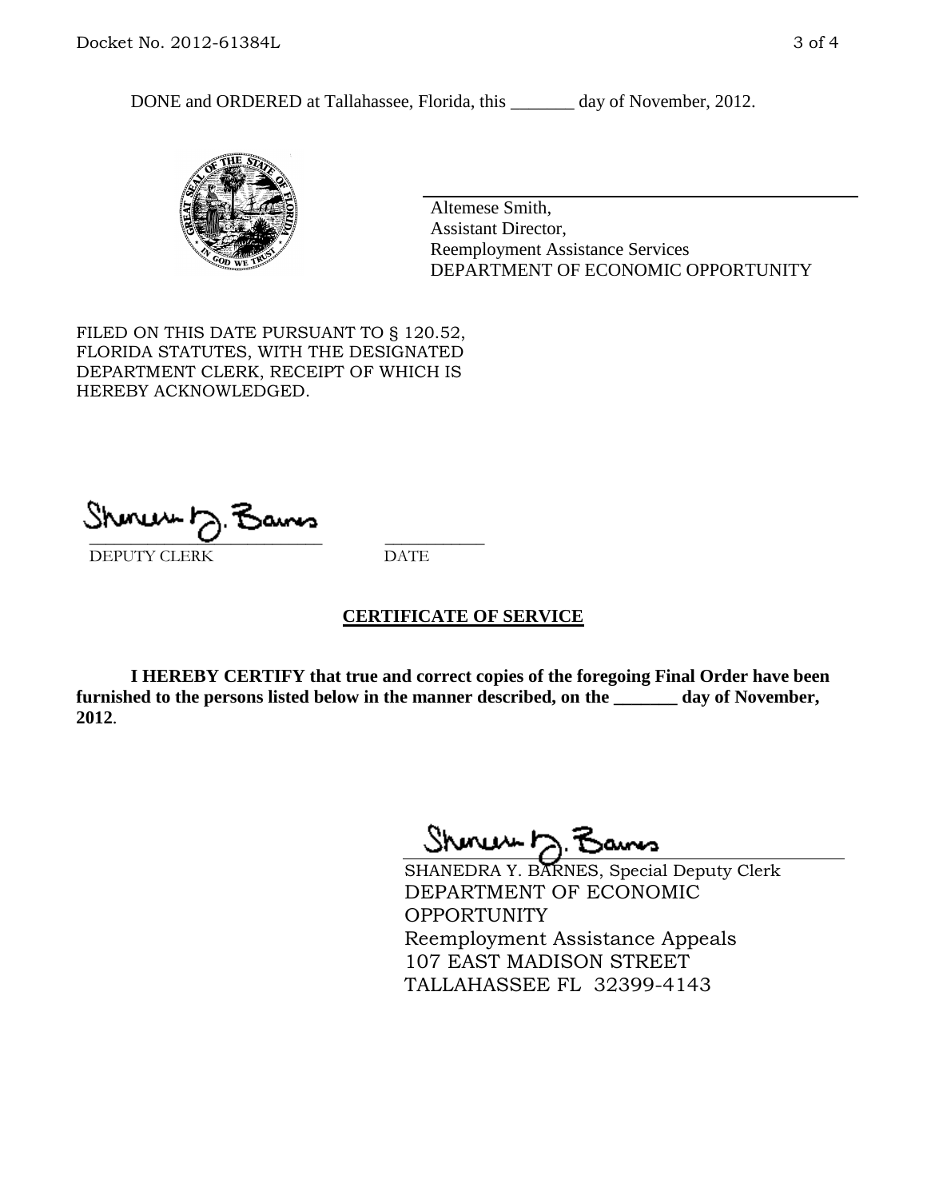DONE and ORDERED at Tallahassee, Florida, this _______ day of November, 2012.

Altemese Smith,
Assistant Director,
Reemployment Assistance Services
DEPARTMENT OF ECONOMIC OPPORTUNITY

FILED ON THIS DATE PURSUANT TO § 120.52, FLORIDA STATUTES, WITH THE DESIGNATED DEPARTMENT CLERK, RECEIPT OF WHICH IS HEREBY ACKNOWLEDGED.

_____________________________ ___________
DEPUTY CLERK DATE

## CERTIFICATE OF SERVICE

**I HEREBY CERTIFY that true and correct copies of the foregoing Final Order have been furnished to the persons listed below in the manner described, on the _______ day of November, 2012**.

SHANEDRA Y. BARNES, Special Deputy Clerk
DEPARTMENT OF ECONOMIC OPPORTUNITY
Reemployment Assistance Appeals
107 EAST MADISON STREET
TALLAHASSEE FL 32399-4143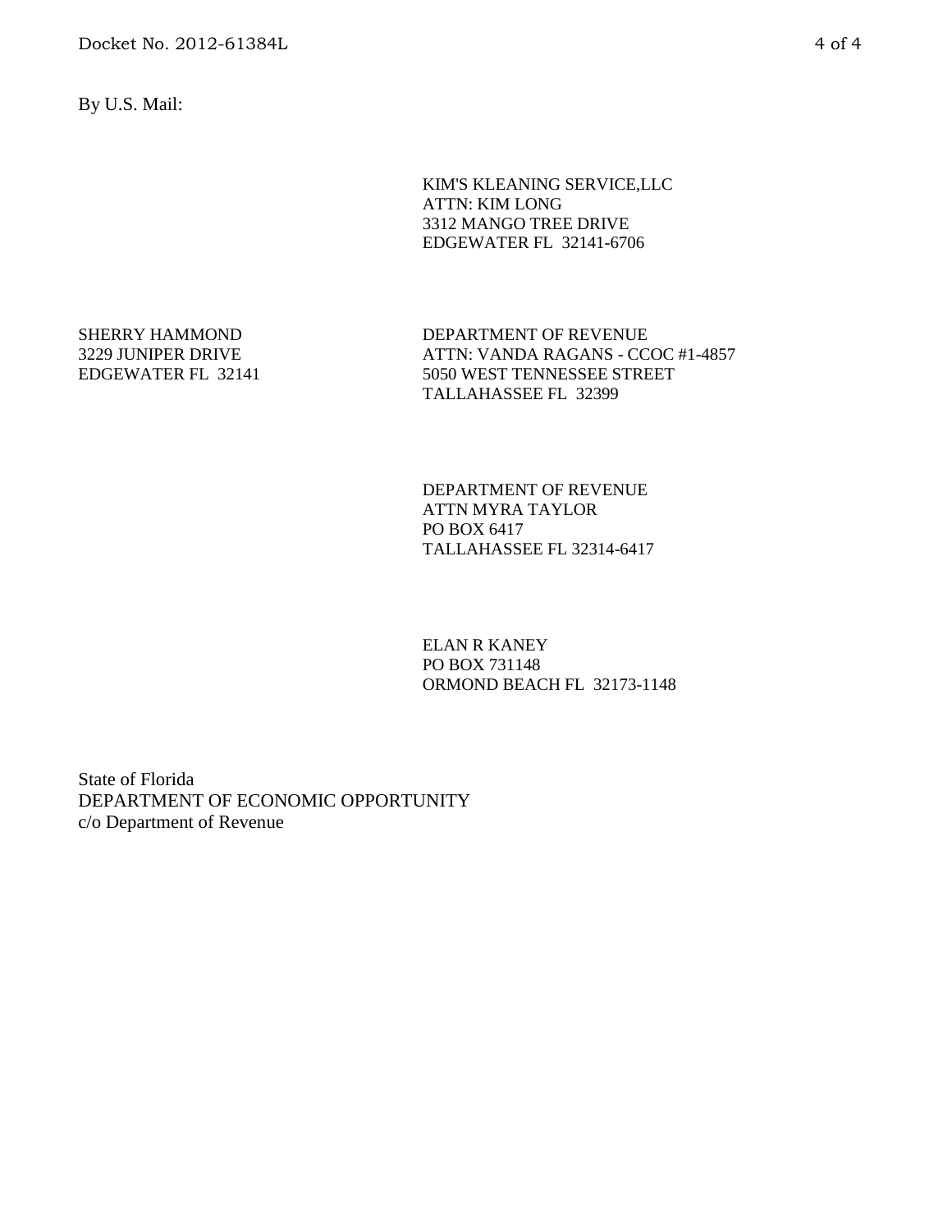By U.S. Mail:

KIM'S KLEANING SERVICE,LLC  
ATTN: KIM LONG  
3312 MANGO TREE DRIVE  
EDGEWATER FL 32141-6706

SHERRY HAMMOND  
3229 JUNIPER DRIVE  
EDGEWATER FL 32141

DEPARTMENT OF REVENUE  
ATTN: VANDA RAGANS - CCOC #1-4857  
5050 WEST TENNESSEE STREET  
TALLAHASSEE FL 32399

DEPARTMENT OF REVENUE  
ATTN MYRA TAYLOR  
PO BOX 6417  
TALLAHASSEE FL 32314-6417

ELAN R KANEY  
PO BOX 731148  
ORMOND BEACH FL 32173-1148

State of Florida  
DEPARTMENT OF ECONOMIC OPPORTUNITY  
c/o Department of Revenue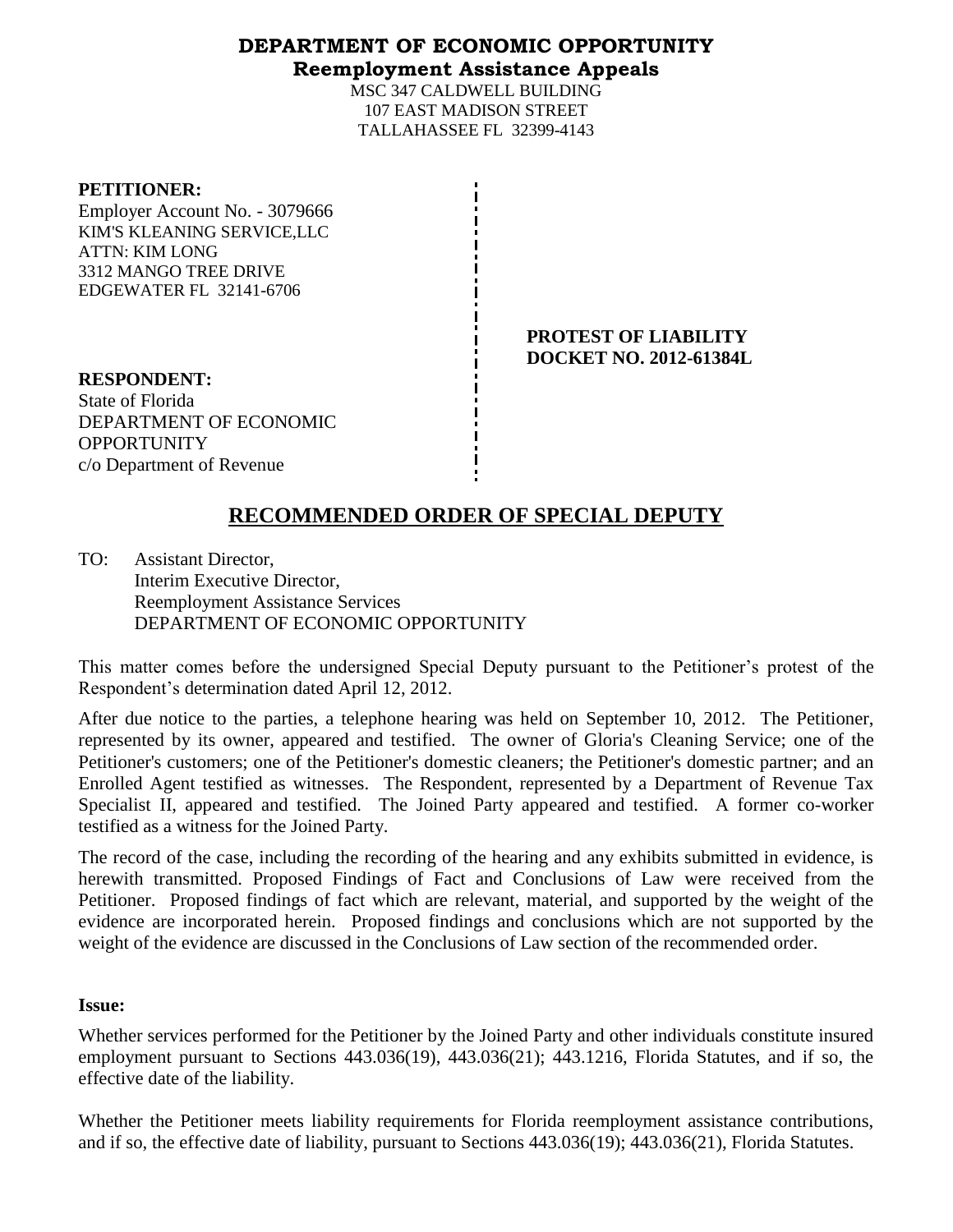**DEPARTMENT OF ECONOMIC OPPORTUNITY**
**Reemployment Assistance Appeals**

MSC 347 CALDWELL BUILDING
107 EAST MADISON STREET
TALLAHASSEE FL 32399-4143

**PETITIONER:**
Employer Account No. - 3079666
KIM'S KLEANING SERVICE,LLC
ATTN: KIM LONG
3312 MANGO TREE DRIVE
EDGEWATER FL 32141-6706

**PROTEST OF LIABILITY**
**DOCKET NO. 2012-61384L**

**RESPONDENT:**
State of Florida
DEPARTMENT OF ECONOMIC OPPORTUNITY
c/o Department of Revenue

## RECOMMENDED ORDER OF SPECIAL DEPUTY

TO: Assistant Director,
Interim Executive Director,
Reemployment Assistance Services
DEPARTMENT OF ECONOMIC OPPORTUNITY

This matter comes before the undersigned Special Deputy pursuant to the Petitioner's protest of the Respondent's determination dated April 12, 2012.

After due notice to the parties, a telephone hearing was held on September 10, 2012. The Petitioner, represented by its owner, appeared and testified. The owner of Gloria's Cleaning Service; one of the Petitioner's customers; one of the Petitioner's domestic cleaners; the Petitioner's domestic partner; and an Enrolled Agent testified as witnesses. The Respondent, represented by a Department of Revenue Tax Specialist II, appeared and testified. The Joined Party appeared and testified. A former co-worker testified as a witness for the Joined Party.

The record of the case, including the recording of the hearing and any exhibits submitted in evidence, is herewith transmitted. Proposed Findings of Fact and Conclusions of Law were received from the Petitioner. Proposed findings of fact which are relevant, material, and supported by the weight of the evidence are incorporated herein. Proposed findings and conclusions which are not supported by the weight of the evidence are discussed in the Conclusions of Law section of the recommended order.

**Issue:**

Whether services performed for the Petitioner by the Joined Party and other individuals constitute insured employment pursuant to Sections 443.036(19), 443.036(21); 443.1216, Florida Statutes, and if so, the effective date of the liability.

Whether the Petitioner meets liability requirements for Florida reemployment assistance contributions, and if so, the effective date of liability, pursuant to Sections 443.036(19); 443.036(21), Florida Statutes.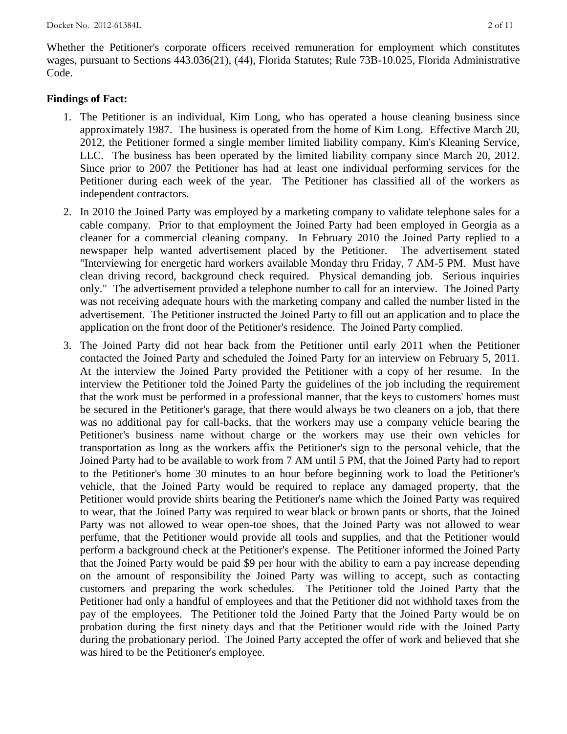Whether the Petitioner's corporate officers received remuneration for employment which constitutes wages, pursuant to Sections 443.036(21), (44), Florida Statutes; Rule 73B-10.025, Florida Administrative Code.

**Findings of Fact:**

1. The Petitioner is an individual, Kim Long, who has operated a house cleaning business since approximately 1987. The business is operated from the home of Kim Long. Effective March 20, 2012, the Petitioner formed a single member limited liability company, Kim's Kleaning Service, LLC. The business has been operated by the limited liability company since March 20, 2012. Since prior to 2007 the Petitioner has had at least one individual performing services for the Petitioner during each week of the year. The Petitioner has classified all of the workers as independent contractors.

2. In 2010 the Joined Party was employed by a marketing company to validate telephone sales for a cable company. Prior to that employment the Joined Party had been employed in Georgia as a cleaner for a commercial cleaning company. In February 2010 the Joined Party replied to a newspaper help wanted advertisement placed by the Petitioner. The advertisement stated "Interviewing for energetic hard workers available Monday thru Friday, 7 AM-5 PM. Must have clean driving record, background check required. Physical demanding job. Serious inquiries only." The advertisement provided a telephone number to call for an interview. The Joined Party was not receiving adequate hours with the marketing company and called the number listed in the advertisement. The Petitioner instructed the Joined Party to fill out an application and to place the application on the front door of the Petitioner's residence. The Joined Party complied.

3. The Joined Party did not hear back from the Petitioner until early 2011 when the Petitioner contacted the Joined Party and scheduled the Joined Party for an interview on February 5, 2011. At the interview the Joined Party provided the Petitioner with a copy of her resume. In the interview the Petitioner told the Joined Party the guidelines of the job including the requirement that the work must be performed in a professional manner, that the keys to customers' homes must be secured in the Petitioner's garage, that there would always be two cleaners on a job, that there was no additional pay for call-backs, that the workers may use a company vehicle bearing the Petitioner's business name without charge or the workers may use their own vehicles for transportation as long as the workers affix the Petitioner's sign to the personal vehicle, that the Joined Party had to be available to work from 7 AM until 5 PM, that the Joined Party had to report to the Petitioner's home 30 minutes to an hour before beginning work to load the Petitioner's vehicle, that the Joined Party would be required to replace any damaged property, that the Petitioner would provide shirts bearing the Petitioner's name which the Joined Party was required to wear, that the Joined Party was required to wear black or brown pants or shorts, that the Joined Party was not allowed to wear open-toe shoes, that the Joined Party was not allowed to wear perfume, that the Petitioner would provide all tools and supplies, and that the Petitioner would perform a background check at the Petitioner's expense. The Petitioner informed the Joined Party that the Joined Party would be paid $9 per hour with the ability to earn a pay increase depending on the amount of responsibility the Joined Party was willing to accept, such as contacting customers and preparing the work schedules. The Petitioner told the Joined Party that the Petitioner had only a handful of employees and that the Petitioner did not withhold taxes from the pay of the employees. The Petitioner told the Joined Party that the Joined Party would be on probation during the first ninety days and that the Petitioner would ride with the Joined Party during the probationary period. The Joined Party accepted the offer of work and believed that she was hired to be the Petitioner's employee.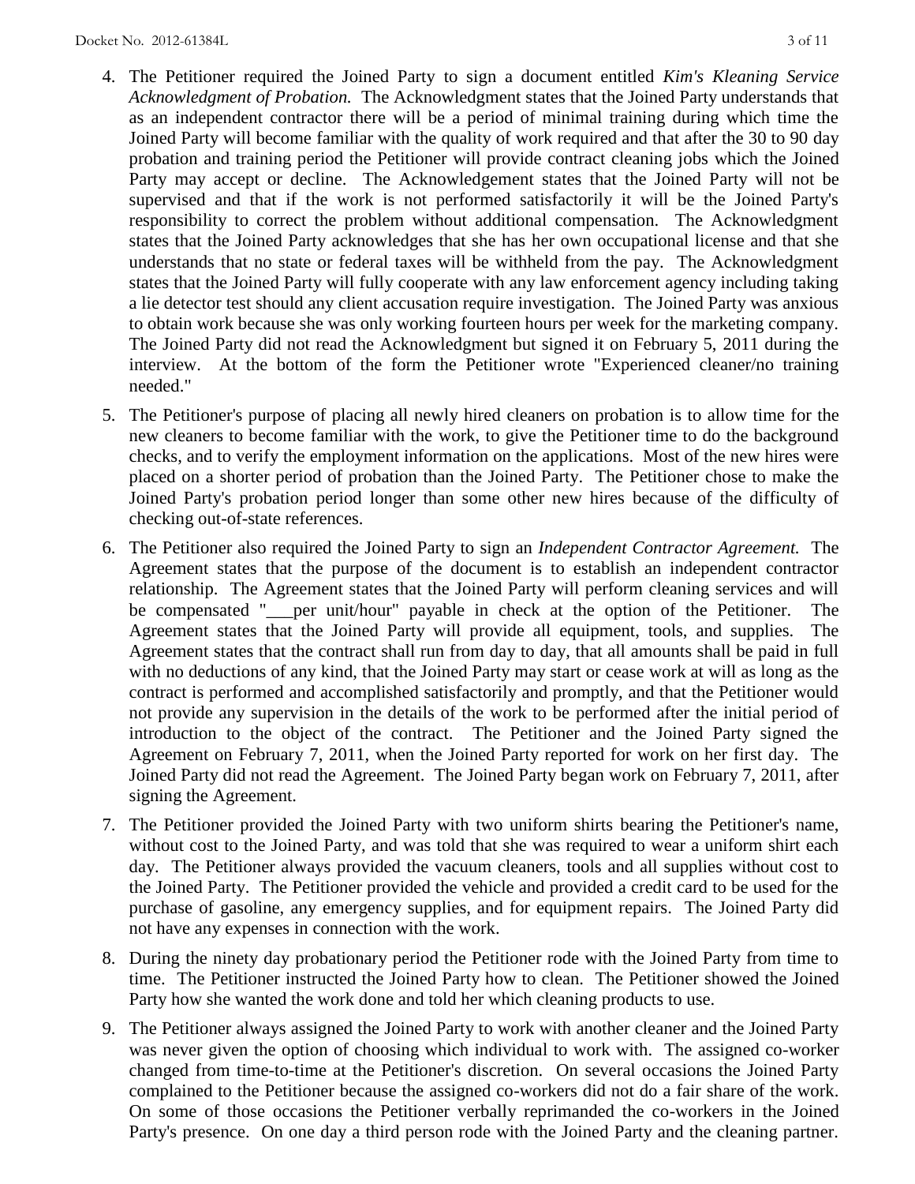4. The Petitioner required the Joined Party to sign a document entitled *Kim's Kleaning Service Acknowledgment of Probation.* The Acknowledgment states that the Joined Party understands that as an independent contractor there will be a period of minimal training during which time the Joined Party will become familiar with the quality of work required and that after the 30 to 90 day probation and training period the Petitioner will provide contract cleaning jobs which the Joined Party may accept or decline. The Acknowledgement states that the Joined Party will not be supervised and that if the work is not performed satisfactorily it will be the Joined Party's responsibility to correct the problem without additional compensation. The Acknowledgment states that the Joined Party acknowledges that she has her own occupational license and that she understands that no state or federal taxes will be withheld from the pay. The Acknowledgment states that the Joined Party will fully cooperate with any law enforcement agency including taking a lie detector test should any client accusation require investigation. The Joined Party was anxious to obtain work because she was only working fourteen hours per week for the marketing company. The Joined Party did not read the Acknowledgment but signed it on February 5, 2011 during the interview. At the bottom of the form the Petitioner wrote "Experienced cleaner/no training needed."

5. The Petitioner's purpose of placing all newly hired cleaners on probation is to allow time for the new cleaners to become familiar with the work, to give the Petitioner time to do the background checks, and to verify the employment information on the applications. Most of the new hires were placed on a shorter period of probation than the Joined Party. The Petitioner chose to make the Joined Party's probation period longer than some other new hires because of the difficulty of checking out-of-state references.

6. The Petitioner also required the Joined Party to sign an *Independent Contractor Agreement.* The Agreement states that the purpose of the document is to establish an independent contractor relationship. The Agreement states that the Joined Party will perform cleaning services and will be compensated "___per unit/hour" payable in check at the option of the Petitioner. The Agreement states that the Joined Party will provide all equipment, tools, and supplies. The Agreement states that the contract shall run from day to day, that all amounts shall be paid in full with no deductions of any kind, that the Joined Party may start or cease work at will as long as the contract is performed and accomplished satisfactorily and promptly, and that the Petitioner would not provide any supervision in the details of the work to be performed after the initial period of introduction to the object of the contract. The Petitioner and the Joined Party signed the Agreement on February 7, 2011, when the Joined Party reported for work on her first day. The Joined Party did not read the Agreement. The Joined Party began work on February 7, 2011, after signing the Agreement.

7. The Petitioner provided the Joined Party with two uniform shirts bearing the Petitioner's name, without cost to the Joined Party, and was told that she was required to wear a uniform shirt each day. The Petitioner always provided the vacuum cleaners, tools and all supplies without cost to the Joined Party. The Petitioner provided the vehicle and provided a credit card to be used for the purchase of gasoline, any emergency supplies, and for equipment repairs. The Joined Party did not have any expenses in connection with the work.

8. During the ninety day probationary period the Petitioner rode with the Joined Party from time to time. The Petitioner instructed the Joined Party how to clean. The Petitioner showed the Joined Party how she wanted the work done and told her which cleaning products to use.

9. The Petitioner always assigned the Joined Party to work with another cleaner and the Joined Party was never given the option of choosing which individual to work with. The assigned co-worker changed from time-to-time at the Petitioner's discretion. On several occasions the Joined Party complained to the Petitioner because the assigned co-workers did not do a fair share of the work. On some of those occasions the Petitioner verbally reprimanded the co-workers in the Joined Party's presence. On one day a third person rode with the Joined Party and the cleaning partner.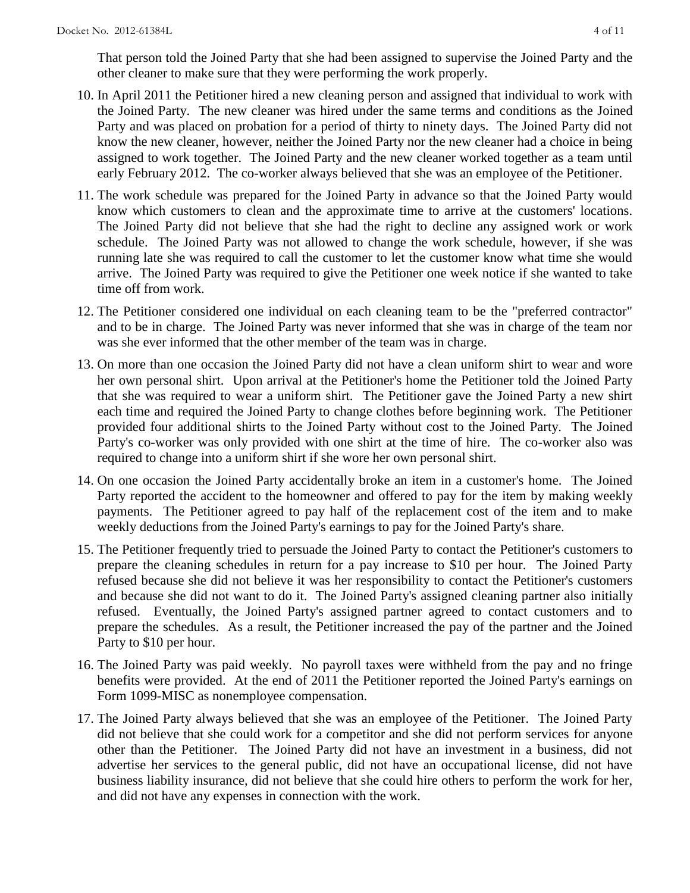That person told the Joined Party that she had been assigned to supervise the Joined Party and the other cleaner to make sure that they were performing the work properly.

10. In April 2011 the Petitioner hired a new cleaning person and assigned that individual to work with the Joined Party. The new cleaner was hired under the same terms and conditions as the Joined Party and was placed on probation for a period of thirty to ninety days. The Joined Party did not know the new cleaner, however, neither the Joined Party nor the new cleaner had a choice in being assigned to work together. The Joined Party and the new cleaner worked together as a team until early February 2012. The co-worker always believed that she was an employee of the Petitioner.

11. The work schedule was prepared for the Joined Party in advance so that the Joined Party would know which customers to clean and the approximate time to arrive at the customers' locations. The Joined Party did not believe that she had the right to decline any assigned work or work schedule. The Joined Party was not allowed to change the work schedule, however, if she was running late she was required to call the customer to let the customer know what time she would arrive. The Joined Party was required to give the Petitioner one week notice if she wanted to take time off from work.

12. The Petitioner considered one individual on each cleaning team to be the "preferred contractor" and to be in charge. The Joined Party was never informed that she was in charge of the team nor was she ever informed that the other member of the team was in charge.

13. On more than one occasion the Joined Party did not have a clean uniform shirt to wear and wore her own personal shirt. Upon arrival at the Petitioner's home the Petitioner told the Joined Party that she was required to wear a uniform shirt. The Petitioner gave the Joined Party a new shirt each time and required the Joined Party to change clothes before beginning work. The Petitioner provided four additional shirts to the Joined Party without cost to the Joined Party. The Joined Party's co-worker was only provided with one shirt at the time of hire. The co-worker also was required to change into a uniform shirt if she wore her own personal shirt.

14. On one occasion the Joined Party accidentally broke an item in a customer's home. The Joined Party reported the accident to the homeowner and offered to pay for the item by making weekly payments. The Petitioner agreed to pay half of the replacement cost of the item and to make weekly deductions from the Joined Party's earnings to pay for the Joined Party's share.

15. The Petitioner frequently tried to persuade the Joined Party to contact the Petitioner's customers to prepare the cleaning schedules in return for a pay increase to $10 per hour. The Joined Party refused because she did not believe it was her responsibility to contact the Petitioner's customers and because she did not want to do it. The Joined Party's assigned cleaning partner also initially refused. Eventually, the Joined Party's assigned partner agreed to contact customers and to prepare the schedules. As a result, the Petitioner increased the pay of the partner and the Joined Party to $10 per hour.

16. The Joined Party was paid weekly. No payroll taxes were withheld from the pay and no fringe benefits were provided. At the end of 2011 the Petitioner reported the Joined Party's earnings on Form 1099-MISC as nonemployee compensation.

17. The Joined Party always believed that she was an employee of the Petitioner. The Joined Party did not believe that she could work for a competitor and she did not perform services for anyone other than the Petitioner. The Joined Party did not have an investment in a business, did not advertise her services to the general public, did not have an occupational license, did not have business liability insurance, did not believe that she could hire others to perform the work for her, and did not have any expenses in connection with the work.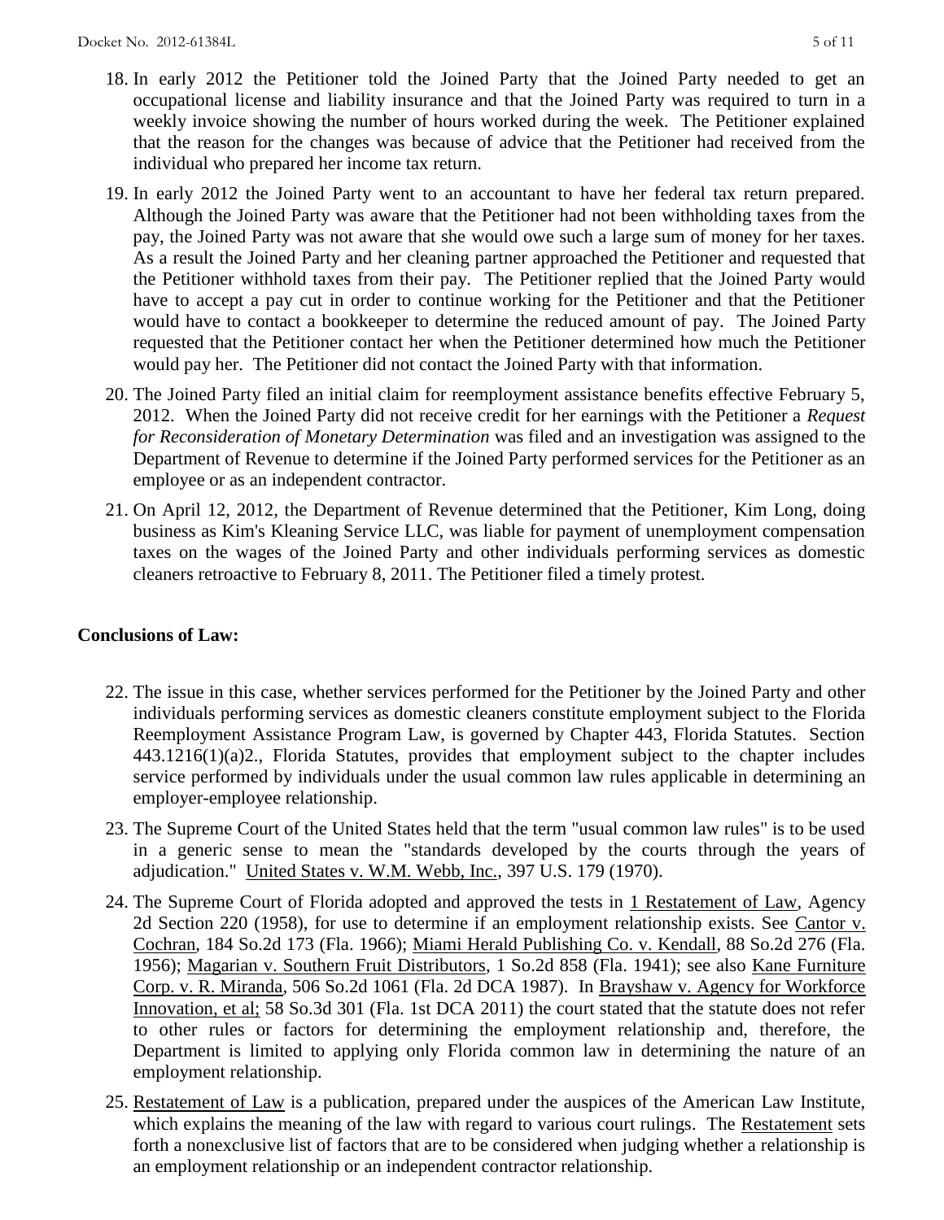18. In early 2012 the Petitioner told the Joined Party that the Joined Party needed to get an occupational license and liability insurance and that the Joined Party was required to turn in a weekly invoice showing the number of hours worked during the week. The Petitioner explained that the reason for the changes was because of advice that the Petitioner had received from the individual who prepared her income tax return.

19. In early 2012 the Joined Party went to an accountant to have her federal tax return prepared. Although the Joined Party was aware that the Petitioner had not been withholding taxes from the pay, the Joined Party was not aware that she would owe such a large sum of money for her taxes. As a result the Joined Party and her cleaning partner approached the Petitioner and requested that the Petitioner withhold taxes from their pay. The Petitioner replied that the Joined Party would have to accept a pay cut in order to continue working for the Petitioner and that the Petitioner would have to contact a bookkeeper to determine the reduced amount of pay. The Joined Party requested that the Petitioner contact her when the Petitioner determined how much the Petitioner would pay her. The Petitioner did not contact the Joined Party with that information.

20. The Joined Party filed an initial claim for reemployment assistance benefits effective February 5, 2012. When the Joined Party did not receive credit for her earnings with the Petitioner a *Request for Reconsideration of Monetary Determination* was filed and an investigation was assigned to the Department of Revenue to determine if the Joined Party performed services for the Petitioner as an employee or as an independent contractor.

21. On April 12, 2012, the Department of Revenue determined that the Petitioner, Kim Long, doing business as Kim's Kleaning Service LLC, was liable for payment of unemployment compensation taxes on the wages of the Joined Party and other individuals performing services as domestic cleaners retroactive to February 8, 2011. The Petitioner filed a timely protest.

**Conclusions of Law:**

22. The issue in this case, whether services performed for the Petitioner by the Joined Party and other individuals performing services as domestic cleaners constitute employment subject to the Florida Reemployment Assistance Program Law, is governed by Chapter 443, Florida Statutes. Section 443.1216(1)(a)2., Florida Statutes, provides that employment subject to the chapter includes service performed by individuals under the usual common law rules applicable in determining an employer-employee relationship.

23. The Supreme Court of the United States held that the term "usual common law rules" is to be used in a generic sense to mean the "standards developed by the courts through the years of adjudication." United States v. W.M. Webb, Inc., 397 U.S. 179 (1970).

24. The Supreme Court of Florida adopted and approved the tests in 1 Restatement of Law, Agency 2d Section 220 (1958), for use to determine if an employment relationship exists. See Cantor v. Cochran, 184 So.2d 173 (Fla. 1966); Miami Herald Publishing Co. v. Kendall, 88 So.2d 276 (Fla. 1956); Magarian v. Southern Fruit Distributors, 1 So.2d 858 (Fla. 1941); see also Kane Furniture Corp. v. R. Miranda, 506 So.2d 1061 (Fla. 2d DCA 1987). In Brayshaw v. Agency for Workforce Innovation, et al; 58 So.3d 301 (Fla. 1st DCA 2011) the court stated that the statute does not refer to other rules or factors for determining the employment relationship and, therefore, the Department is limited to applying only Florida common law in determining the nature of an employment relationship.

25. Restatement of Law is a publication, prepared under the auspices of the American Law Institute, which explains the meaning of the law with regard to various court rulings. The Restatement sets forth a nonexclusive list of factors that are to be considered when judging whether a relationship is an employment relationship or an independent contractor relationship.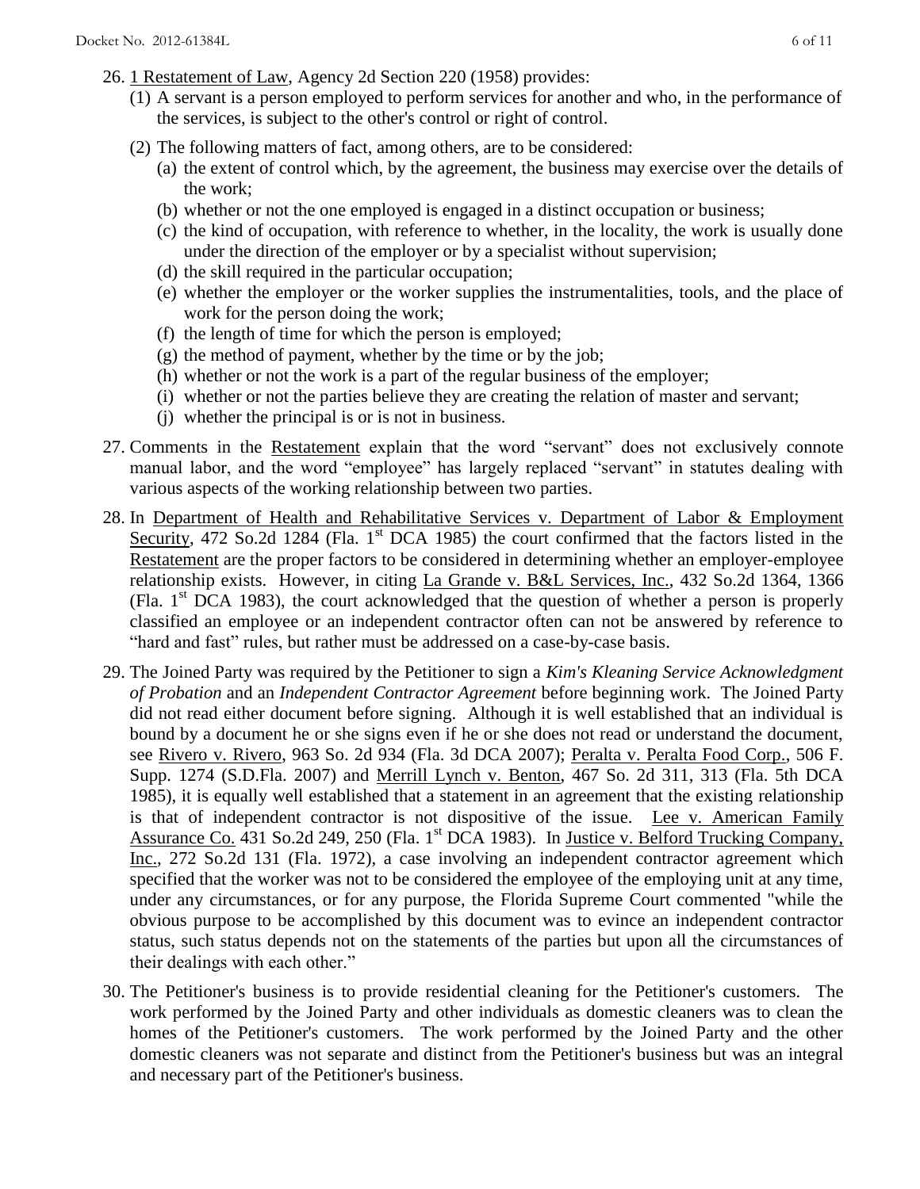26. 1 Restatement of Law, Agency 2d Section 220 (1958) provides:
    (1) A servant is a person employed to perform services for another and who, in the performance of the services, is subject to the other's control or right of control.
    (2) The following matters of fact, among others, are to be considered:
        (a) the extent of control which, by the agreement, the business may exercise over the details of the work;
        (b) whether or not the one employed is engaged in a distinct occupation or business;
        (c) the kind of occupation, with reference to whether, in the locality, the work is usually done under the direction of the employer or by a specialist without supervision;
        (d) the skill required in the particular occupation;
        (e) whether the employer or the worker supplies the instrumentalities, tools, and the place of work for the person doing the work;
        (f) the length of time for which the person is employed;
        (g) the method of payment, whether by the time or by the job;
        (h) whether or not the work is a part of the regular business of the employer;
        (i) whether or not the parties believe they are creating the relation of master and servant;
        (j) whether the principal is or is not in business.

27. Comments in the Restatement explain that the word "servant" does not exclusively connote manual labor, and the word "employee" has largely replaced "servant" in statutes dealing with various aspects of the working relationship between two parties.

28. In Department of Health and Rehabilitative Services v. Department of Labor & Employment Security, 472 So.2d 1284 (Fla. 1st DCA 1985) the court confirmed that the factors listed in the Restatement are the proper factors to be considered in determining whether an employer-employee relationship exists. However, in citing La Grande v. B&L Services, Inc., 432 So.2d 1364, 1366 (Fla. 1st DCA 1983), the court acknowledged that the question of whether a person is properly classified an employee or an independent contractor often can not be answered by reference to "hard and fast" rules, but rather must be addressed on a case-by-case basis.

29. The Joined Party was required by the Petitioner to sign a *Kim's Kleaning Service Acknowledgment of Probation* and an *Independent Contractor Agreement* before beginning work. The Joined Party did not read either document before signing. Although it is well established that an individual is bound by a document he or she signs even if he or she does not read or understand the document, see Rivero v. Rivero, 963 So. 2d 934 (Fla. 3d DCA 2007); Peralta v. Peralta Food Corp., 506 F. Supp. 1274 (S.D.Fla. 2007) and Merrill Lynch v. Benton, 467 So. 2d 311, 313 (Fla. 5th DCA 1985), it is equally well established that a statement in an agreement that the existing relationship is that of independent contractor is not dispositive of the issue. Lee v. American Family Assurance Co. 431 So.2d 249, 250 (Fla. 1st DCA 1983). In Justice v. Belford Trucking Company, Inc., 272 So.2d 131 (Fla. 1972), a case involving an independent contractor agreement which specified that the worker was not to be considered the employee of the employing unit at any time, under any circumstances, or for any purpose, the Florida Supreme Court commented "while the obvious purpose to be accomplished by this document was to evince an independent contractor status, such status depends not on the statements of the parties but upon all the circumstances of their dealings with each other."

30. The Petitioner's business is to provide residential cleaning for the Petitioner's customers. The work performed by the Joined Party and other individuals as domestic cleaners was to clean the homes of the Petitioner's customers. The work performed by the Joined Party and the other domestic cleaners was not separate and distinct from the Petitioner's business but was an integral and necessary part of the Petitioner's business.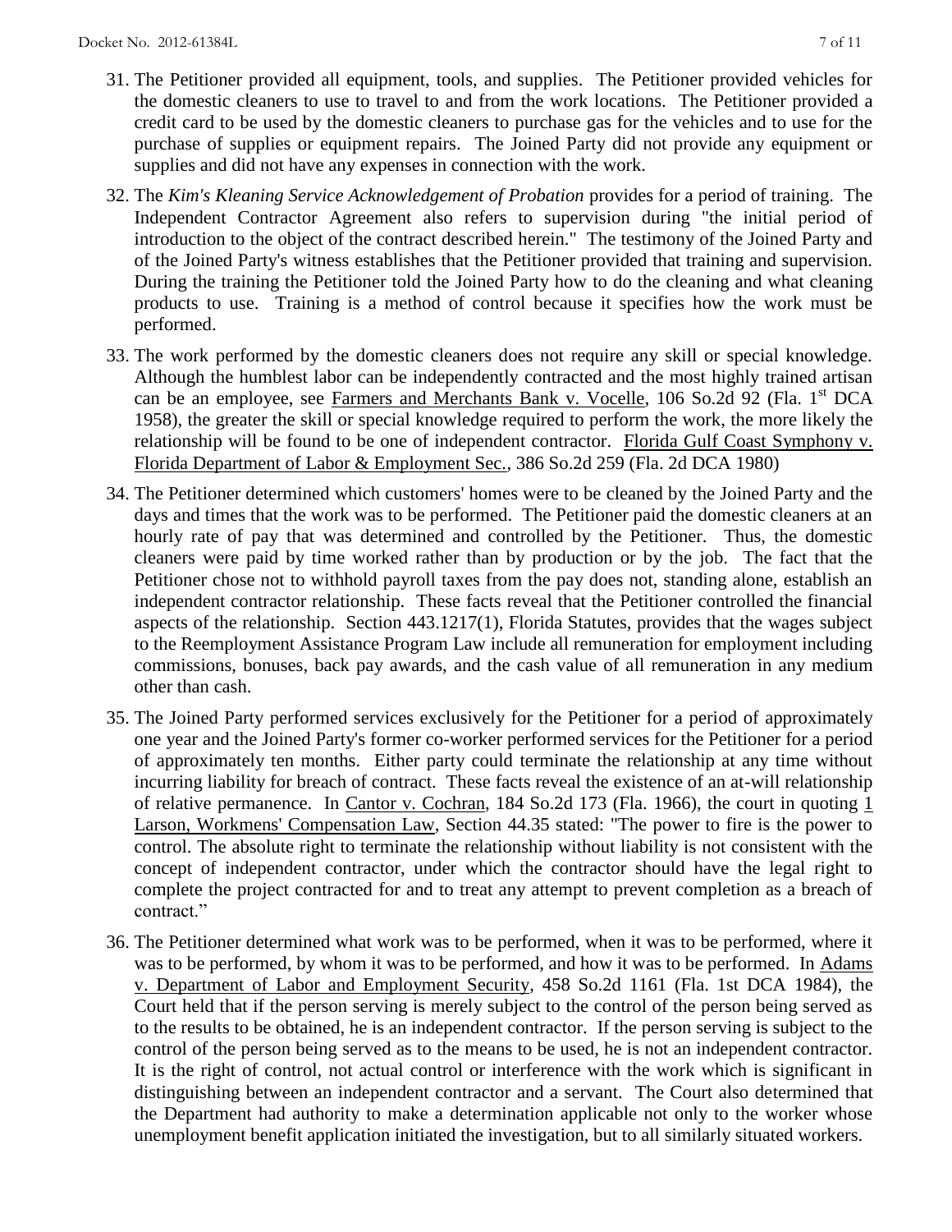31. The Petitioner provided all equipment, tools, and supplies. The Petitioner provided vehicles for the domestic cleaners to use to travel to and from the work locations. The Petitioner provided a credit card to be used by the domestic cleaners to purchase gas for the vehicles and to use for the purchase of supplies or equipment repairs. The Joined Party did not provide any equipment or supplies and did not have any expenses in connection with the work.

32. The *Kim's Kleaning Service Acknowledgement of Probation* provides for a period of training. The Independent Contractor Agreement also refers to supervision during "the initial period of introduction to the object of the contract described herein." The testimony of the Joined Party and of the Joined Party's witness establishes that the Petitioner provided that training and supervision. During the training the Petitioner told the Joined Party how to do the cleaning and what cleaning products to use. Training is a method of control because it specifies how the work must be performed.

33. The work performed by the domestic cleaners does not require any skill or special knowledge. Although the humblest labor can be independently contracted and the most highly trained artisan can be an employee, see Farmers and Merchants Bank v. Vocelle, 106 So.2d 92 (Fla. 1st DCA 1958), the greater the skill or special knowledge required to perform the work, the more likely the relationship will be found to be one of independent contractor. Florida Gulf Coast Symphony v. Florida Department of Labor & Employment Sec., 386 So.2d 259 (Fla. 2d DCA 1980)

34. The Petitioner determined which customers' homes were to be cleaned by the Joined Party and the days and times that the work was to be performed. The Petitioner paid the domestic cleaners at an hourly rate of pay that was determined and controlled by the Petitioner. Thus, the domestic cleaners were paid by time worked rather than by production or by the job. The fact that the Petitioner chose not to withhold payroll taxes from the pay does not, standing alone, establish an independent contractor relationship. These facts reveal that the Petitioner controlled the financial aspects of the relationship. Section 443.1217(1), Florida Statutes, provides that the wages subject to the Reemployment Assistance Program Law include all remuneration for employment including commissions, bonuses, back pay awards, and the cash value of all remuneration in any medium other than cash.

35. The Joined Party performed services exclusively for the Petitioner for a period of approximately one year and the Joined Party's former co-worker performed services for the Petitioner for a period of approximately ten months. Either party could terminate the relationship at any time without incurring liability for breach of contract. These facts reveal the existence of an at-will relationship of relative permanence. In Cantor v. Cochran, 184 So.2d 173 (Fla. 1966), the court in quoting 1 Larson, Workmens' Compensation Law, Section 44.35 stated: "The power to fire is the power to control. The absolute right to terminate the relationship without liability is not consistent with the concept of independent contractor, under which the contractor should have the legal right to complete the project contracted for and to treat any attempt to prevent completion as a breach of contract."

36. The Petitioner determined what work was to be performed, when it was to be performed, where it was to be performed, by whom it was to be performed, and how it was to be performed. In Adams v. Department of Labor and Employment Security, 458 So.2d 1161 (Fla. 1st DCA 1984), the Court held that if the person serving is merely subject to the control of the person being served as to the results to be obtained, he is an independent contractor. If the person serving is subject to the control of the person being served as to the means to be used, he is not an independent contractor. It is the right of control, not actual control or interference with the work which is significant in distinguishing between an independent contractor and a servant. The Court also determined that the Department had authority to make a determination applicable not only to the worker whose unemployment benefit application initiated the investigation, but to all similarly situated workers.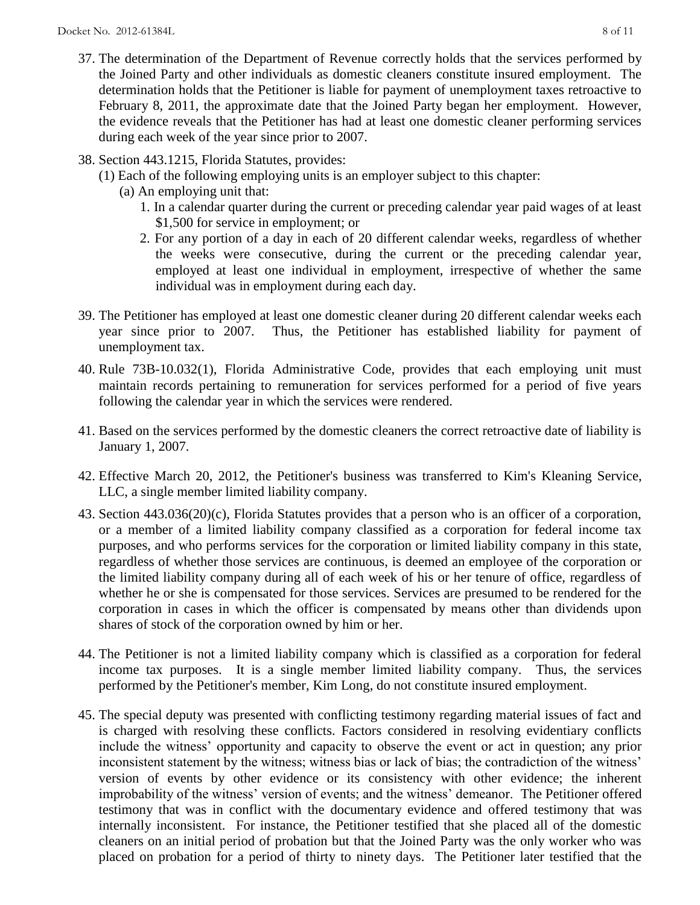37. The determination of the Department of Revenue correctly holds that the services performed by the Joined Party and other individuals as domestic cleaners constitute insured employment. The determination holds that the Petitioner is liable for payment of unemployment taxes retroactive to February 8, 2011, the approximate date that the Joined Party began her employment. However, the evidence reveals that the Petitioner has had at least one domestic cleaner performing services during each week of the year since prior to 2007.

38. Section 443.1215, Florida Statutes, provides:
    (1) Each of the following employing units is an employer subject to this chapter:
       (a) An employing unit that:
          1. In a calendar quarter during the current or preceding calendar year paid wages of at least $1,500 for service in employment; or
          2. For any portion of a day in each of 20 different calendar weeks, regardless of whether the weeks were consecutive, during the current or the preceding calendar year, employed at least one individual in employment, irrespective of whether the same individual was in employment during each day.

39. The Petitioner has employed at least one domestic cleaner during 20 different calendar weeks each year since prior to 2007. Thus, the Petitioner has established liability for payment of unemployment tax.

40. Rule 73B-10.032(1), Florida Administrative Code, provides that each employing unit must maintain records pertaining to remuneration for services performed for a period of five years following the calendar year in which the services were rendered.

41. Based on the services performed by the domestic cleaners the correct retroactive date of liability is January 1, 2007.

42. Effective March 20, 2012, the Petitioner's business was transferred to Kim's Kleaning Service, LLC, a single member limited liability company.

43. Section 443.036(20)(c), Florida Statutes provides that a person who is an officer of a corporation, or a member of a limited liability company classified as a corporation for federal income tax purposes, and who performs services for the corporation or limited liability company in this state, regardless of whether those services are continuous, is deemed an employee of the corporation or the limited liability company during all of each week of his or her tenure of office, regardless of whether he or she is compensated for those services. Services are presumed to be rendered for the corporation in cases in which the officer is compensated by means other than dividends upon shares of stock of the corporation owned by him or her.

44. The Petitioner is not a limited liability company which is classified as a corporation for federal income tax purposes. It is a single member limited liability company. Thus, the services performed by the Petitioner's member, Kim Long, do not constitute insured employment.

45. The special deputy was presented with conflicting testimony regarding material issues of fact and is charged with resolving these conflicts. Factors considered in resolving evidentiary conflicts include the witness' opportunity and capacity to observe the event or act in question; any prior inconsistent statement by the witness; witness bias or lack of bias; the contradiction of the witness' version of events by other evidence or its consistency with other evidence; the inherent improbability of the witness' version of events; and the witness' demeanor. The Petitioner offered testimony that was in conflict with the documentary evidence and offered testimony that was internally inconsistent. For instance, the Petitioner testified that she placed all of the domestic cleaners on an initial period of probation but that the Joined Party was the only worker who was placed on probation for a period of thirty to ninety days. The Petitioner later testified that the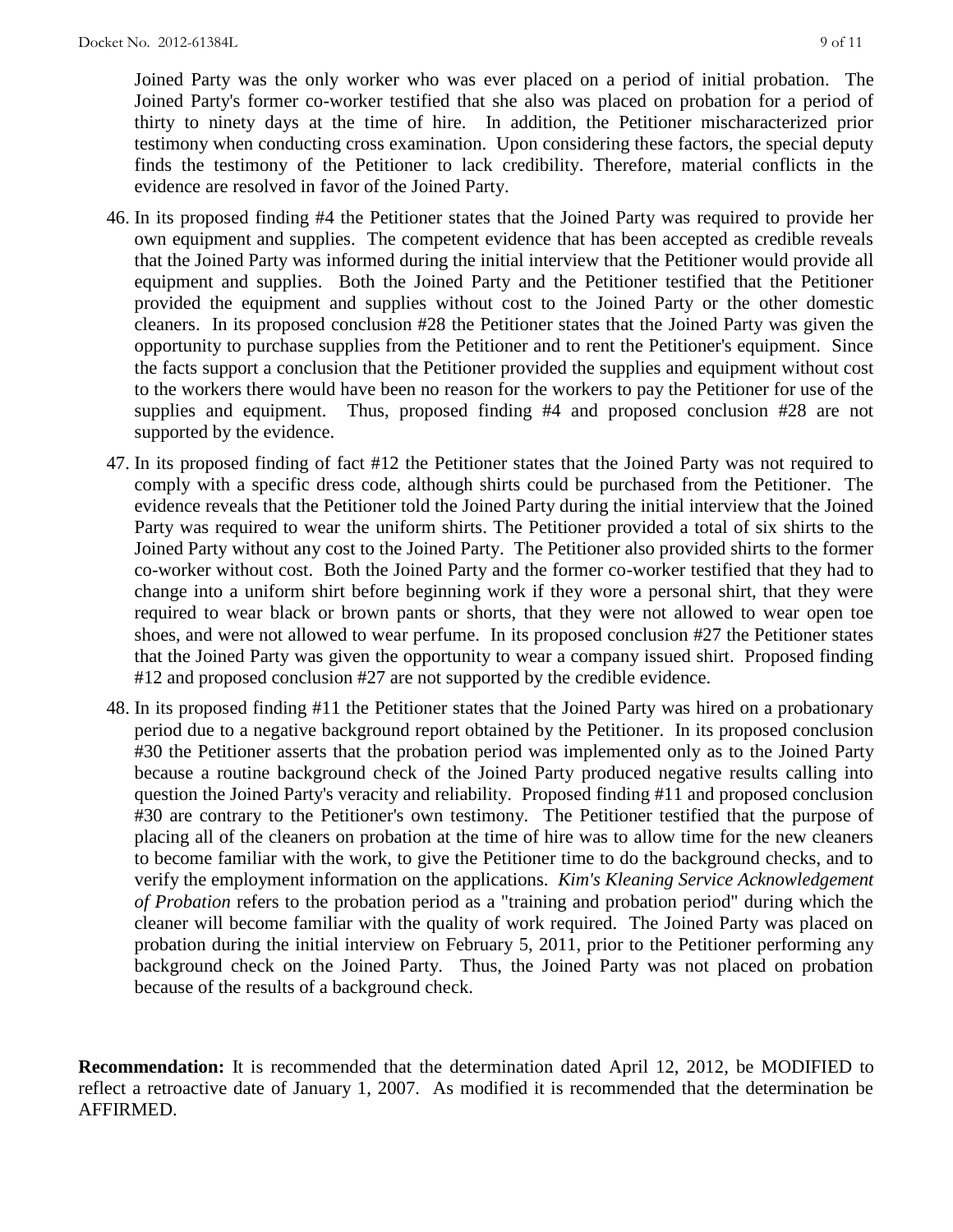Joined Party was the only worker who was ever placed on a period of initial probation. The Joined Party's former co-worker testified that she also was placed on probation for a period of thirty to ninety days at the time of hire. In addition, the Petitioner mischaracterized prior testimony when conducting cross examination. Upon considering these factors, the special deputy finds the testimony of the Petitioner to lack credibility. Therefore, material conflicts in the evidence are resolved in favor of the Joined Party.

46. In its proposed finding #4 the Petitioner states that the Joined Party was required to provide her own equipment and supplies. The competent evidence that has been accepted as credible reveals that the Joined Party was informed during the initial interview that the Petitioner would provide all equipment and supplies. Both the Joined Party and the Petitioner testified that the Petitioner provided the equipment and supplies without cost to the Joined Party or the other domestic cleaners. In its proposed conclusion #28 the Petitioner states that the Joined Party was given the opportunity to purchase supplies from the Petitioner and to rent the Petitioner's equipment. Since the facts support a conclusion that the Petitioner provided the supplies and equipment without cost to the workers there would have been no reason for the workers to pay the Petitioner for use of the supplies and equipment. Thus, proposed finding #4 and proposed conclusion #28 are not supported by the evidence.

47. In its proposed finding of fact #12 the Petitioner states that the Joined Party was not required to comply with a specific dress code, although shirts could be purchased from the Petitioner. The evidence reveals that the Petitioner told the Joined Party during the initial interview that the Joined Party was required to wear the uniform shirts. The Petitioner provided a total of six shirts to the Joined Party without any cost to the Joined Party. The Petitioner also provided shirts to the former co-worker without cost. Both the Joined Party and the former co-worker testified that they had to change into a uniform shirt before beginning work if they wore a personal shirt, that they were required to wear black or brown pants or shorts, that they were not allowed to wear open toe shoes, and were not allowed to wear perfume. In its proposed conclusion #27 the Petitioner states that the Joined Party was given the opportunity to wear a company issued shirt. Proposed finding #12 and proposed conclusion #27 are not supported by the credible evidence.

48. In its proposed finding #11 the Petitioner states that the Joined Party was hired on a probationary period due to a negative background report obtained by the Petitioner. In its proposed conclusion #30 the Petitioner asserts that the probation period was implemented only as to the Joined Party because a routine background check of the Joined Party produced negative results calling into question the Joined Party's veracity and reliability. Proposed finding #11 and proposed conclusion #30 are contrary to the Petitioner's own testimony. The Petitioner testified that the purpose of placing all of the cleaners on probation at the time of hire was to allow time for the new cleaners to become familiar with the work, to give the Petitioner time to do the background checks, and to verify the employment information on the applications. *Kim's Kleaning Service Acknowledgement of Probation* refers to the probation period as a "training and probation period" during which the cleaner will become familiar with the quality of work required. The Joined Party was placed on probation during the initial interview on February 5, 2011, prior to the Petitioner performing any background check on the Joined Party. Thus, the Joined Party was not placed on probation because of the results of a background check.

**Recommendation:** It is recommended that the determination dated April 12, 2012, be MODIFIED to reflect a retroactive date of January 1, 2007. As modified it is recommended that the determination be AFFIRMED.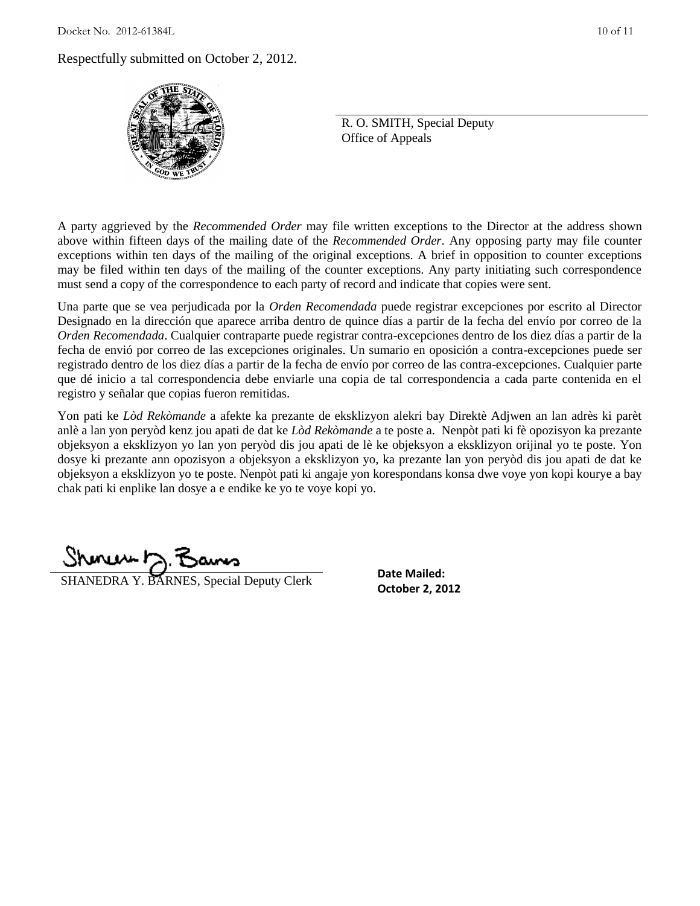Respectfully submitted on October 2, 2012.

R. O. SMITH, Special Deputy
Office of Appeals

A party aggrieved by the *Recommended Order* may file written exceptions to the Director at the address shown above within fifteen days of the mailing date of the *Recommended Order*. Any opposing party may file counter exceptions within ten days of the mailing of the original exceptions. A brief in opposition to counter exceptions may be filed within ten days of the mailing of the counter exceptions. Any party initiating such correspondence must send a copy of the correspondence to each party of record and indicate that copies were sent.

Una parte que se vea perjudicada por la *Orden Recomendada* puede registrar excepciones por escrito al Director Designado en la dirección que aparece arriba dentro de quince días a partir de la fecha del envío por correo de la *Orden Recomendada*. Cualquier contraparte puede registrar contra-excepciones dentro de los diez días a partir de la fecha de envió por correo de las excepciones originales. Un sumario en oposición a contra-excepciones puede ser registrado dentro de los diez días a partir de la fecha de envío por correo de las contra-excepciones. Cualquier parte que dé inicio a tal correspondencia debe enviarle una copia de tal correspondencia a cada parte contenida en el registro y señalar que copias fueron remitidas.

Yon pati ke *Lòd Rekòmande* a afekte ka prezante de eksklizyon alekri bay Direktè Adjwen an lan adrès ki parèt anlè a lan yon peryòd kenz jou apati de dat ke *Lòd Rekòmande* a te poste a. Nenpòt pati ki fè opozisyon ka prezante objeksyon a eksklizyon yo lan yon peryòd dis jou apati de lè ke objeksyon a eksklizyon orijinal yo te poste. Yon dosye ki prezante ann opozisyon a objeksyon a eksklizyon yo, ka prezante lan yon peryòd dis jou apati de dat ke objeksyon a eksklizyon yo te poste. Nenpòt pati ki angaje yon korespondans konsa dwe voye yon kopi kourye a bay chak pati ki enplike lan dosye a e endike ke yo te voye kopi yo.

SHANEDRA Y. BARNES, Special Deputy Clerk

**Date Mailed:**
**October 2, 2012**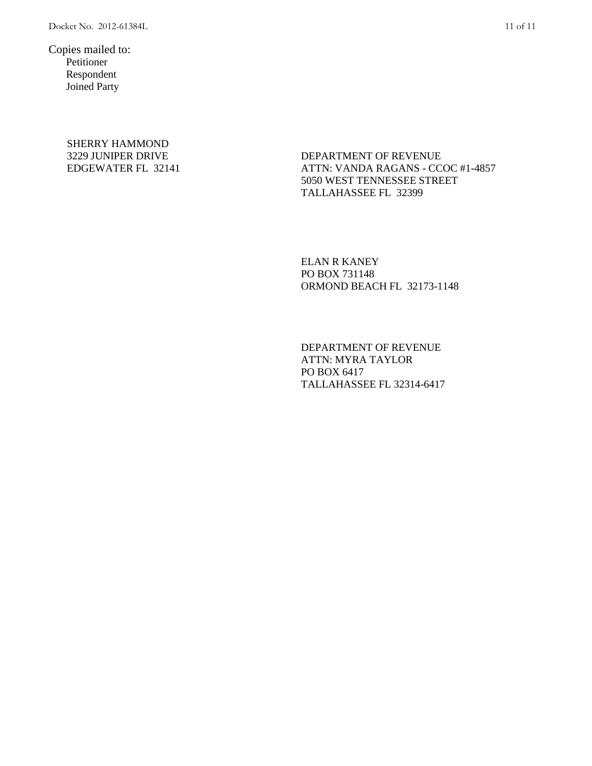Copies mailed to:
Petitioner
Respondent
Joined Party

SHERRY HAMMOND
3229 JUNIPER DRIVE
EDGEWATER FL 32141

DEPARTMENT OF REVENUE
ATTN: VANDA RAGANS - CCOC #1-4857
5050 WEST TENNESSEE STREET
TALLAHASSEE FL 32399

ELAN R KANEY
PO BOX 731148
ORMOND BEACH FL 32173-1148

DEPARTMENT OF REVENUE
ATTN: MYRA TAYLOR
PO BOX 6417
TALLAHASSEE FL 32314-6417